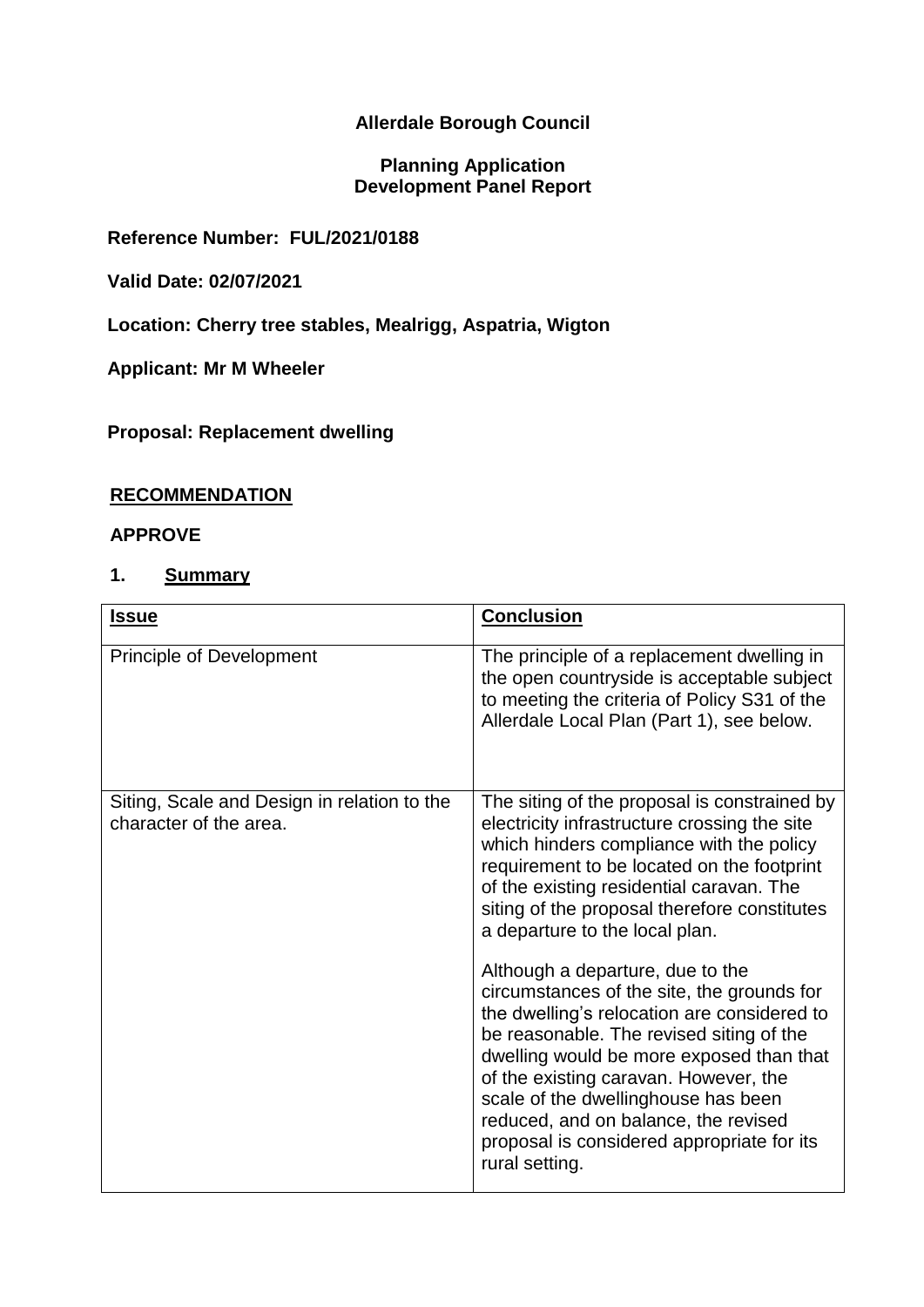**Allerdale Borough Council**

**Planning Application**
**Development Panel Report**

**Reference Number: FUL/2021/0188**

**Valid Date: 02/07/2021**

**Location: Cherry tree stables, Mealrigg, Aspatria, Wigton**

**Applicant: Mr M Wheeler**

**Proposal: Replacement dwelling**

**RECOMMENDATION**

**APPROVE**

## 1. Summary

| Issue | Conclusion |
|---|---|
| Principle of Development | The principle of a replacement dwelling in the open countryside is acceptable subject to meeting the criteria of Policy S31 of the Allerdale Local Plan (Part 1), see below. |
| Siting, Scale and Design in relation to the character of the area. | The siting of the proposal is constrained by electricity infrastructure crossing the site which hinders compliance with the policy requirement to be located on the footprint of the existing residential caravan. The siting of the proposal therefore constitutes a departure to the local plan.<br><br>Although a departure, due to the circumstances of the site, the grounds for the dwelling's relocation are considered to be reasonable. The revised siting of the dwelling would be more exposed than that of the existing caravan. However, the scale of the dwellinghouse has been reduced, and on balance, the revised proposal is considered appropriate for its rural setting. |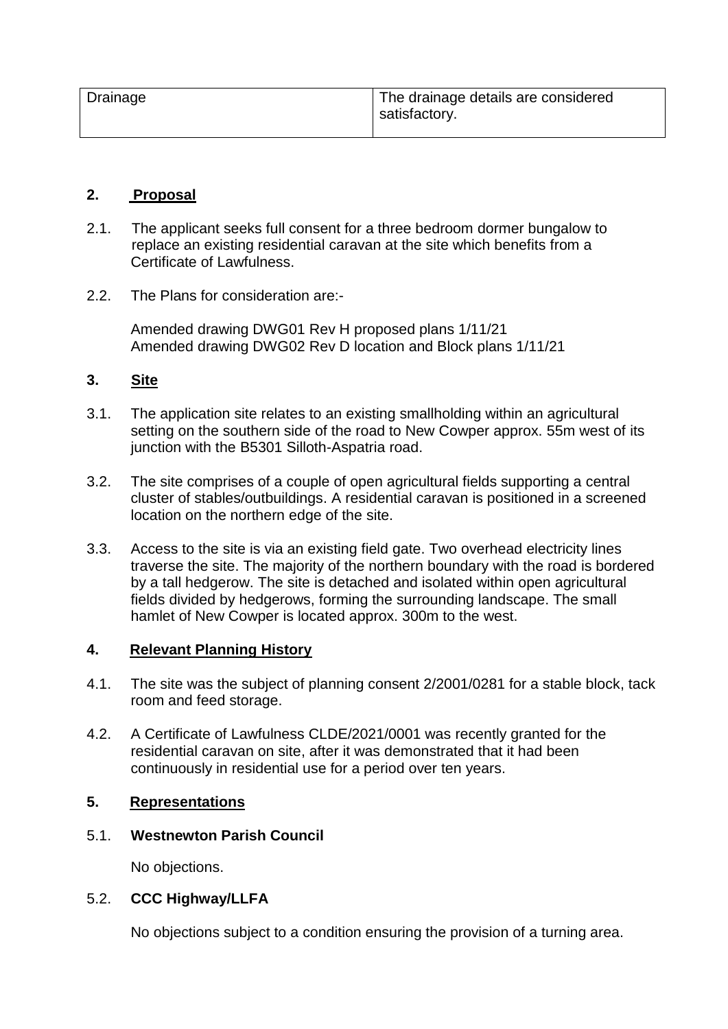| | |
|---|---|
| Drainage | The drainage details are considered satisfactory. |

## 2. Proposal

2.1. The applicant seeks full consent for a three bedroom dormer bungalow to replace an existing residential caravan at the site which benefits from a Certificate of Lawfulness.

2.2. The Plans for consideration are:-

Amended drawing DWG01 Rev H proposed plans 1/11/21
Amended drawing DWG02 Rev D location and Block plans 1/11/21

## 3. Site

3.1. The application site relates to an existing smallholding within an agricultural setting on the southern side of the road to New Cowper approx. 55m west of its junction with the B5301 Silloth-Aspatria road.

3.2. The site comprises of a couple of open agricultural fields supporting a central cluster of stables/outbuildings. A residential caravan is positioned in a screened location on the northern edge of the site.

3.3. Access to the site is via an existing field gate. Two overhead electricity lines traverse the site. The majority of the northern boundary with the road is bordered by a tall hedgerow. The site is detached and isolated within open agricultural fields divided by hedgerows, forming the surrounding landscape. The small hamlet of New Cowper is located approx. 300m to the west.

## 4. Relevant Planning History

4.1. The site was the subject of planning consent 2/2001/0281 for a stable block, tack room and feed storage.

4.2. A Certificate of Lawfulness CLDE/2021/0001 was recently granted for the residential caravan on site, after it was demonstrated that it had been continuously in residential use for a period over ten years.

## 5. Representations

### 5.1. Westnewton Parish Council

No objections.

### 5.2. CCC Highway/LLFA

No objections subject to a condition ensuring the provision of a turning area.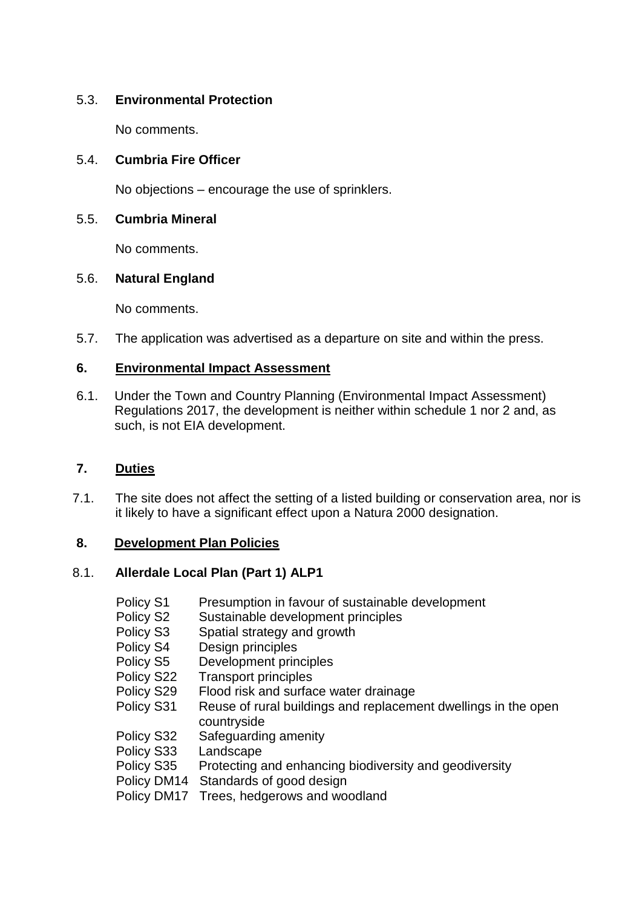5.3. **Environmental Protection**

No comments.

5.4. **Cumbria Fire Officer**

No objections – encourage the use of sprinklers.

5.5. **Cumbria Mineral**

No comments.

5.6. **Natural England**

No comments.

5.7. The application was advertised as a departure on site and within the press.

## 6. Environmental Impact Assessment

6.1. Under the Town and Country Planning (Environmental Impact Assessment) Regulations 2017, the development is neither within schedule 1 nor 2 and, as such, is not EIA development.

## 7. Duties

7.1. The site does not affect the setting of a listed building or conservation area, nor is it likely to have a significant effect upon a Natura 2000 designation.

## 8. Development Plan Policies

8.1. **Allerdale Local Plan (Part 1) ALP1**

| | |
|---|---|
| Policy S1 | Presumption in favour of sustainable development |
| Policy S2 | Sustainable development principles |
| Policy S3 | Spatial strategy and growth |
| Policy S4 | Design principles |
| Policy S5 | Development principles |
| Policy S22 | Transport principles |
| Policy S29 | Flood risk and surface water drainage |
| Policy S31 | Reuse of rural buildings and replacement dwellings in the open countryside |
| Policy S32 | Safeguarding amenity |
| Policy S33 | Landscape |
| Policy S35 | Protecting and enhancing biodiversity and geodiversity |
| Policy DM14 | Standards of good design |
| Policy DM17 | Trees, hedgerows and woodland |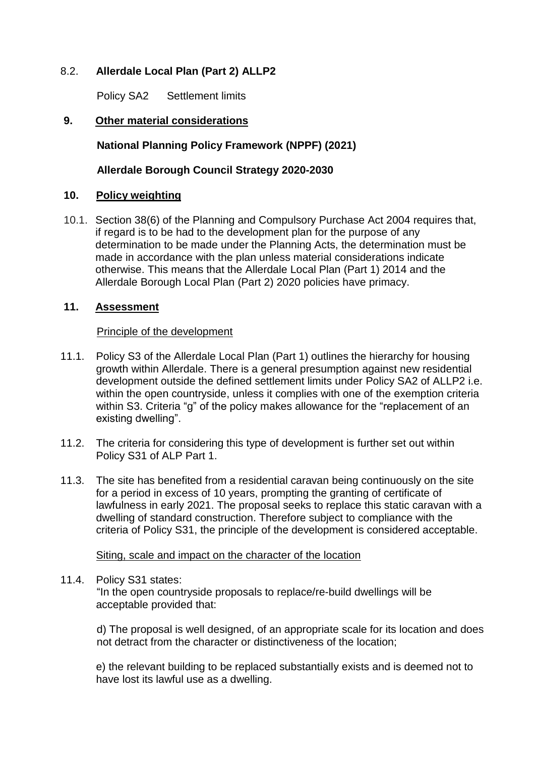### 8.2. **Allerdale Local Plan (Part 2) ALLP2**

Policy SA2 Settlement limits

## 9. Other material considerations

**National Planning Policy Framework (NPPF) (2021)**

**Allerdale Borough Council Strategy 2020-2030**

## 10. Policy weighting

10.1. Section 38(6) of the Planning and Compulsory Purchase Act 2004 requires that, if regard is to be had to the development plan for the purpose of any determination to be made under the Planning Acts, the determination must be made in accordance with the plan unless material considerations indicate otherwise. This means that the Allerdale Local Plan (Part 1) 2014 and the Allerdale Borough Local Plan (Part 2) 2020 policies have primacy.

## 11. Assessment

Principle of the development

11.1. Policy S3 of the Allerdale Local Plan (Part 1) outlines the hierarchy for housing growth within Allerdale. There is a general presumption against new residential development outside the defined settlement limits under Policy SA2 of ALLP2 i.e. within the open countryside, unless it complies with one of the exemption criteria within S3. Criteria "g" of the policy makes allowance for the "replacement of an existing dwelling".

11.2. The criteria for considering this type of development is further set out within Policy S31 of ALP Part 1.

11.3. The site has benefited from a residential caravan being continuously on the site for a period in excess of 10 years, prompting the granting of certificate of lawfulness in early 2021. The proposal seeks to replace this static caravan with a dwelling of standard construction. Therefore subject to compliance with the criteria of Policy S31, the principle of the development is considered acceptable.

Siting, scale and impact on the character of the location

11.4. Policy S31 states:
"In the open countryside proposals to replace/re-build dwellings will be acceptable provided that:

d) The proposal is well designed, of an appropriate scale for its location and does not detract from the character or distinctiveness of the location;

e) the relevant building to be replaced substantially exists and is deemed not to have lost its lawful use as a dwelling.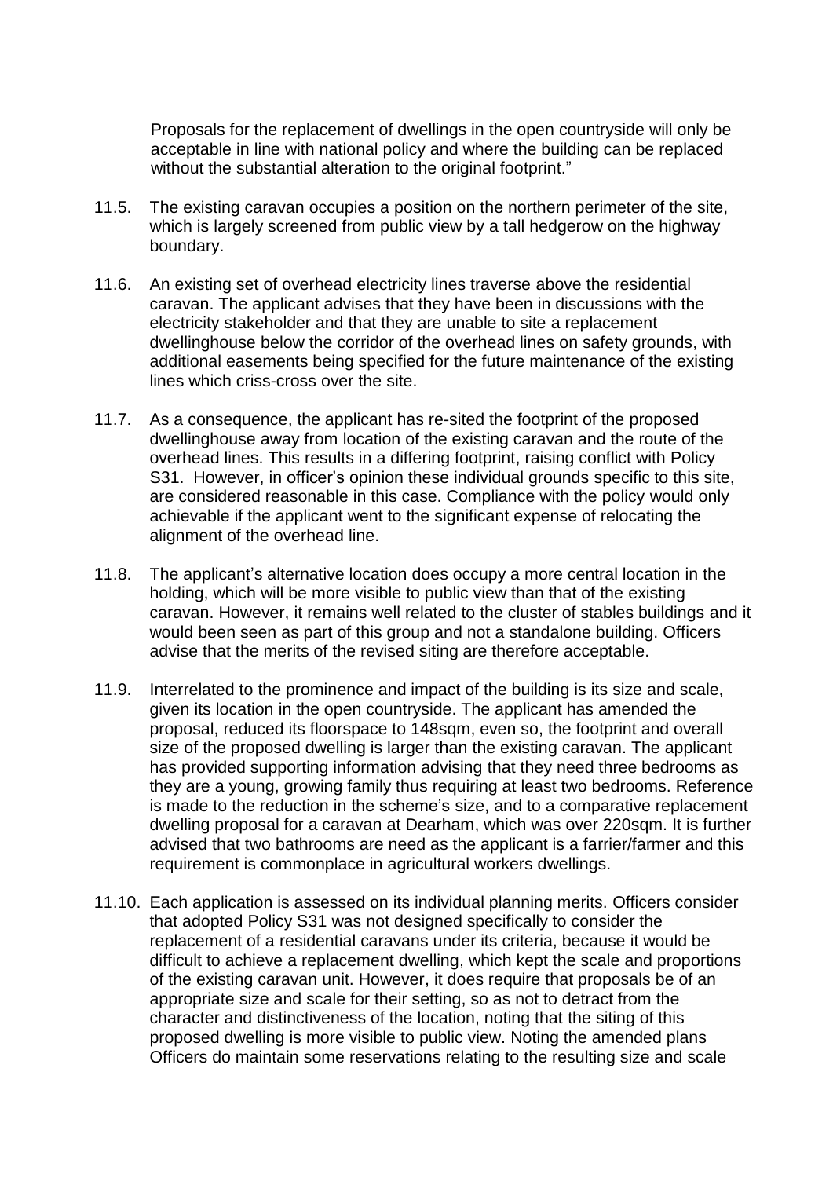Proposals for the replacement of dwellings in the open countryside will only be acceptable in line with national policy and where the building can be replaced without the substantial alteration to the original footprint."

11.5. The existing caravan occupies a position on the northern perimeter of the site, which is largely screened from public view by a tall hedgerow on the highway boundary.

11.6. An existing set of overhead electricity lines traverse above the residential caravan. The applicant advises that they have been in discussions with the electricity stakeholder and that they are unable to site a replacement dwellinghouse below the corridor of the overhead lines on safety grounds, with additional easements being specified for the future maintenance of the existing lines which criss-cross over the site.

11.7. As a consequence, the applicant has re-sited the footprint of the proposed dwellinghouse away from location of the existing caravan and the route of the overhead lines. This results in a differing footprint, raising conflict with Policy S31. However, in officer's opinion these individual grounds specific to this site, are considered reasonable in this case. Compliance with the policy would only achievable if the applicant went to the significant expense of relocating the alignment of the overhead line.

11.8. The applicant's alternative location does occupy a more central location in the holding, which will be more visible to public view than that of the existing caravan. However, it remains well related to the cluster of stables buildings and it would been seen as part of this group and not a standalone building. Officers advise that the merits of the revised siting are therefore acceptable.

11.9. Interrelated to the prominence and impact of the building is its size and scale, given its location in the open countryside. The applicant has amended the proposal, reduced its floorspace to 148sqm, even so, the footprint and overall size of the proposed dwelling is larger than the existing caravan. The applicant has provided supporting information advising that they need three bedrooms as they are a young, growing family thus requiring at least two bedrooms. Reference is made to the reduction in the scheme's size, and to a comparative replacement dwelling proposal for a caravan at Dearham, which was over 220sqm. It is further advised that two bathrooms are need as the applicant is a farrier/farmer and this requirement is commonplace in agricultural workers dwellings.

11.10. Each application is assessed on its individual planning merits. Officers consider that adopted Policy S31 was not designed specifically to consider the replacement of a residential caravans under its criteria, because it would be difficult to achieve a replacement dwelling, which kept the scale and proportions of the existing caravan unit. However, it does require that proposals be of an appropriate size and scale for their setting, so as not to detract from the character and distinctiveness of the location, noting that the siting of this proposed dwelling is more visible to public view. Noting the amended plans Officers do maintain some reservations relating to the resulting size and scale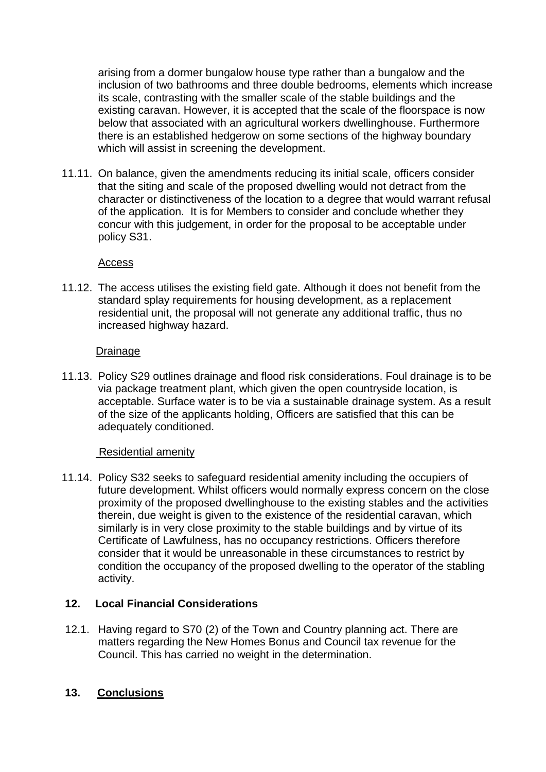arising from a dormer bungalow house type rather than a bungalow and the inclusion of two bathrooms and three double bedrooms, elements which increase its scale, contrasting with the smaller scale of the stable buildings and the existing caravan. However, it is accepted that the scale of the floorspace is now below that associated with an agricultural workers dwellinghouse. Furthermore there is an established hedgerow on some sections of the highway boundary which will assist in screening the development.

11.11. On balance, given the amendments reducing its initial scale, officers consider that the siting and scale of the proposed dwelling would not detract from the character or distinctiveness of the location to a degree that would warrant refusal of the application. It is for Members to consider and conclude whether they concur with this judgement, in order for the proposal to be acceptable under policy S31.

Access

11.12. The access utilises the existing field gate. Although it does not benefit from the standard splay requirements for housing development, as a replacement residential unit, the proposal will not generate any additional traffic, thus no increased highway hazard.

Drainage

11.13. Policy S29 outlines drainage and flood risk considerations. Foul drainage is to be via package treatment plant, which given the open countryside location, is acceptable. Surface water is to be via a sustainable drainage system. As a result of the size of the applicants holding, Officers are satisfied that this can be adequately conditioned.

Residential amenity

11.14. Policy S32 seeks to safeguard residential amenity including the occupiers of future development. Whilst officers would normally express concern on the close proximity of the proposed dwellinghouse to the existing stables and the activities therein, due weight is given to the existence of the residential caravan, which similarly is in very close proximity to the stable buildings and by virtue of its Certificate of Lawfulness, has no occupancy restrictions. Officers therefore consider that it would be unreasonable in these circumstances to restrict by condition the occupancy of the proposed dwelling to the operator of the stabling activity.

## 12. Local Financial Considerations

12.1. Having regard to S70 (2) of the Town and Country planning act. There are matters regarding the New Homes Bonus and Council tax revenue for the Council. This has carried no weight in the determination.

## 13. Conclusions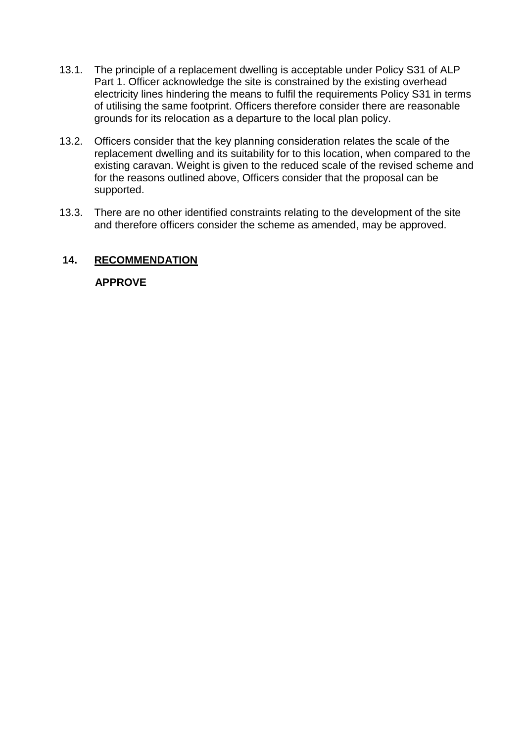13.1. The principle of a replacement dwelling is acceptable under Policy S31 of ALP Part 1. Officer acknowledge the site is constrained by the existing overhead electricity lines hindering the means to fulfil the requirements Policy S31 in terms of utilising the same footprint. Officers therefore consider there are reasonable grounds for its relocation as a departure to the local plan policy.

13.2. Officers consider that the key planning consideration relates the scale of the replacement dwelling and its suitability for to this location, when compared to the existing caravan. Weight is given to the reduced scale of the revised scheme and for the reasons outlined above, Officers consider that the proposal can be supported.

13.3. There are no other identified constraints relating to the development of the site and therefore officers consider the scheme as amended, may be approved.

## 14. <u>RECOMMENDATION</u>

**APPROVE**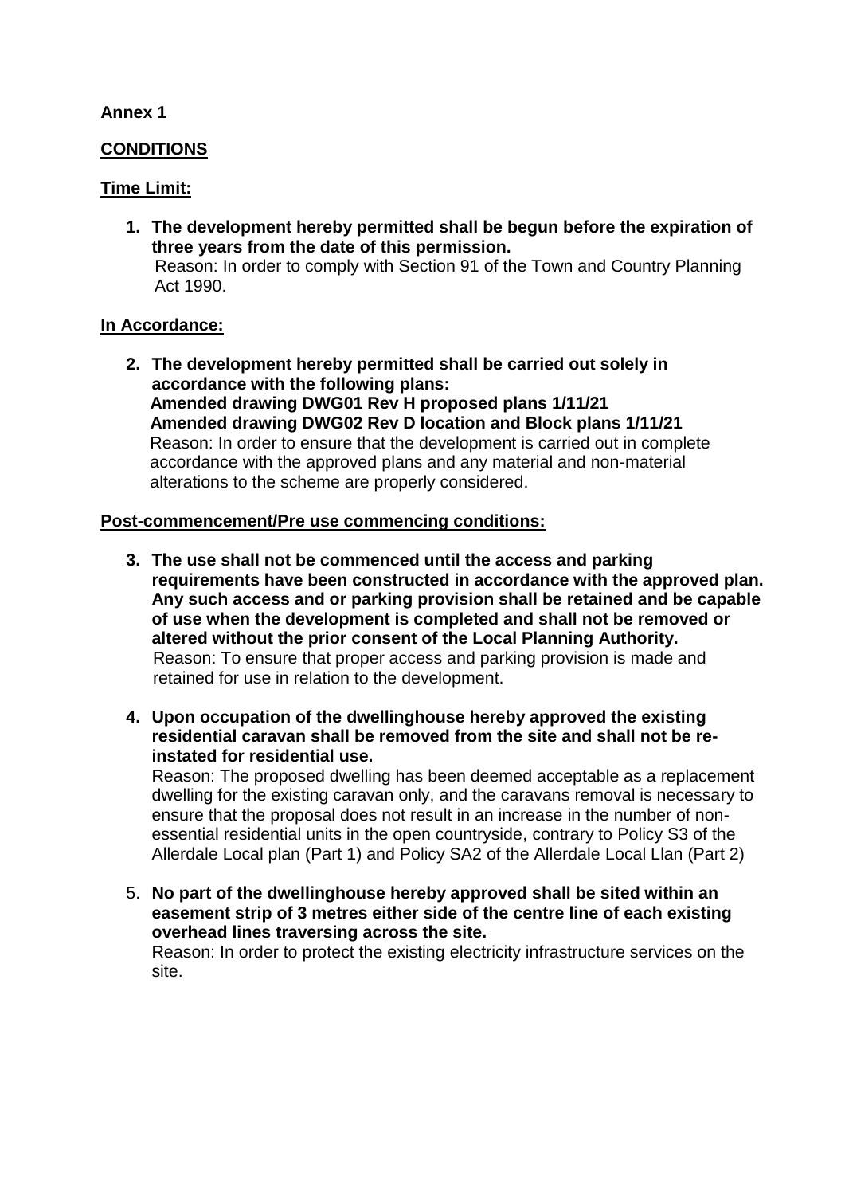**Annex 1**

**CONDITIONS**

**Time Limit:**

1. **The development hereby permitted shall be begun before the expiration of three years from the date of this permission.**
   Reason: In order to comply with Section 91 of the Town and Country Planning Act 1990.

**In Accordance:**

2. **The development hereby permitted shall be carried out solely in accordance with the following plans:**
   **Amended drawing DWG01 Rev H proposed plans 1/11/21**
   **Amended drawing DWG02 Rev D location and Block plans 1/11/21**
   Reason: In order to ensure that the development is carried out in complete accordance with the approved plans and any material and non-material alterations to the scheme are properly considered.

**Post-commencement/Pre use commencing conditions:**

3. **The use shall not be commenced until the access and parking requirements have been constructed in accordance with the approved plan. Any such access and or parking provision shall be retained and be capable of use when the development is completed and shall not be removed or altered without the prior consent of the Local Planning Authority.**
   Reason: To ensure that proper access and parking provision is made and retained for use in relation to the development.

4. **Upon occupation of the dwellinghouse hereby approved the existing residential caravan shall be removed from the site and shall not be re-instated for residential use.**
   Reason: The proposed dwelling has been deemed acceptable as a replacement dwelling for the existing caravan only, and the caravans removal is necessary to ensure that the proposal does not result in an increase in the number of non-essential residential units in the open countryside, contrary to Policy S3 of the Allerdale Local plan (Part 1) and Policy SA2 of the Allerdale Local Llan (Part 2)

5. **No part of the dwellinghouse hereby approved shall be sited within an easement strip of 3 metres either side of the centre line of each existing overhead lines traversing across the site.**
   Reason: In order to protect the existing electricity infrastructure services on the site.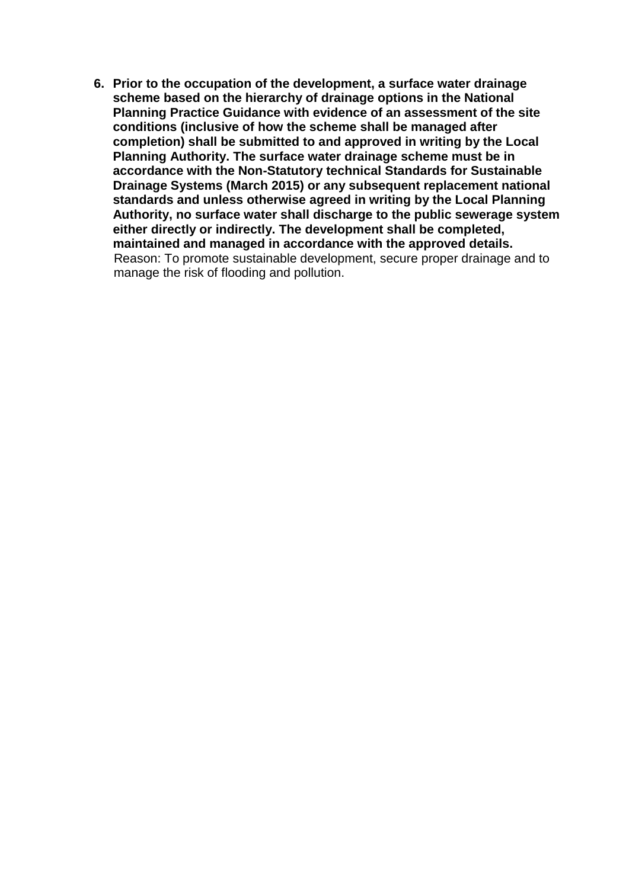6. **Prior to the occupation of the development, a surface water drainage scheme based on the hierarchy of drainage options in the National Planning Practice Guidance with evidence of an assessment of the site conditions (inclusive of how the scheme shall be managed after completion) shall be submitted to and approved in writing by the Local Planning Authority. The surface water drainage scheme must be in accordance with the Non-Statutory technical Standards for Sustainable Drainage Systems (March 2015) or any subsequent replacement national standards and unless otherwise agreed in writing by the Local Planning Authority, no surface water shall discharge to the public sewerage system either directly or indirectly. The development shall be completed, maintained and managed in accordance with the approved details.**

   Reason: To promote sustainable development, secure proper drainage and to manage the risk of flooding and pollution.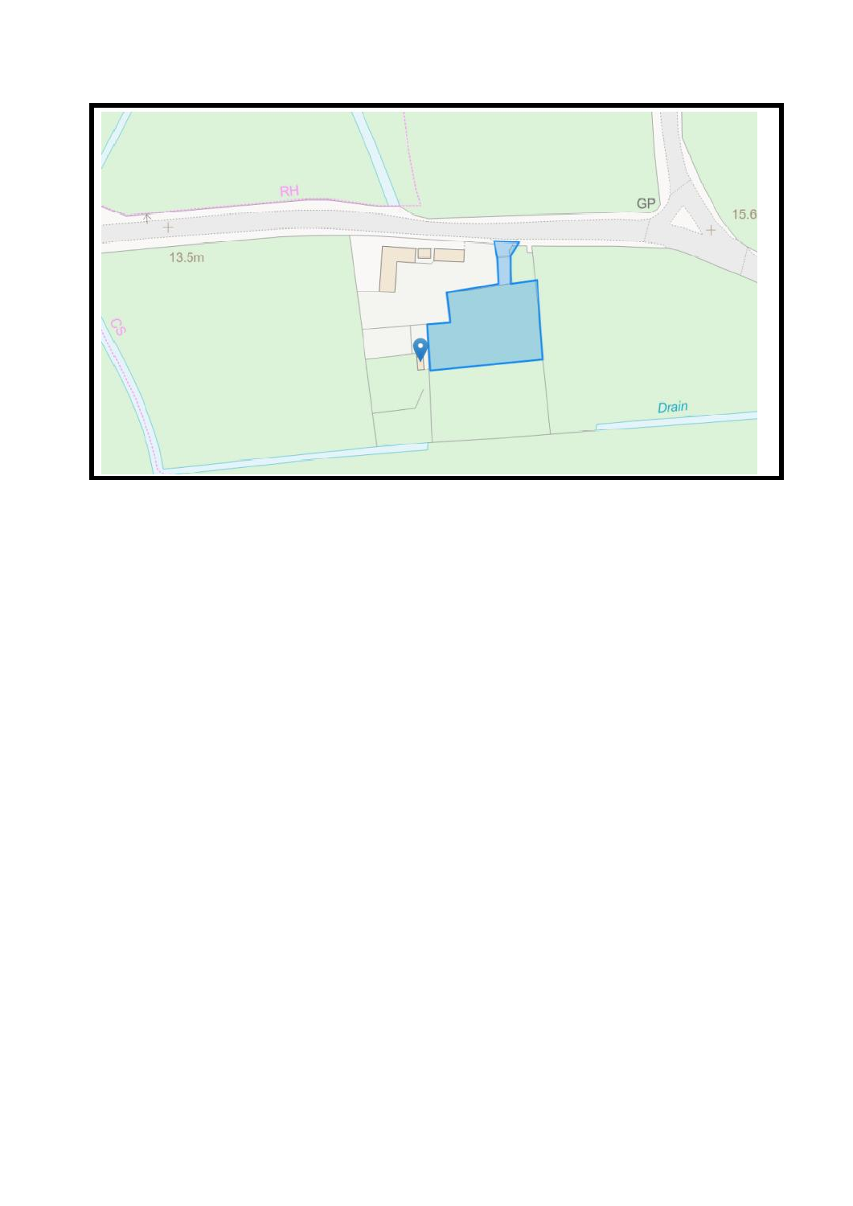RH

GP

15.6

13.5m

CS

Drain